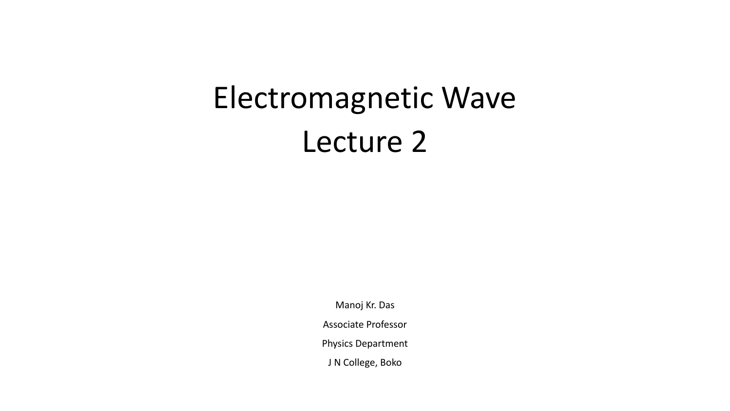# Electromagnetic Wave

# Lecture 2

Manoj Kr. Das

Associate Professor

Physics Department

J N College, Boko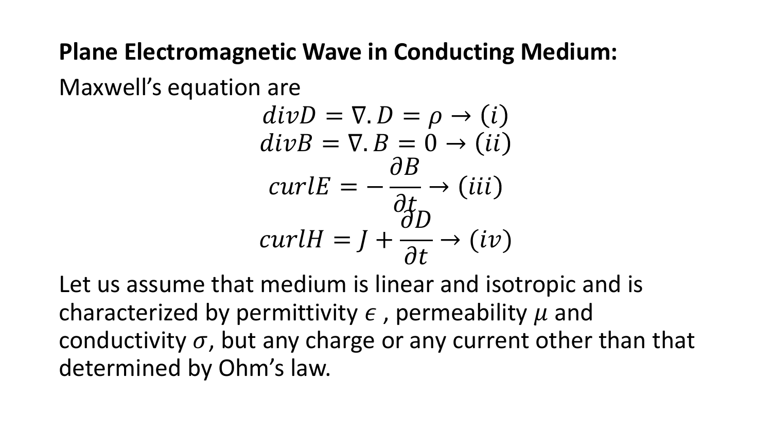**Plane Electromagnetic Wave in Conducting Medium:**

Maxwell's equation are

$$divD = \nabla . D = \rho \rightarrow (i)$$

$$divB = \nabla . B = 0 \rightarrow (ii)$$

$$curlE = -\frac{\partial B}{\partial t} \rightarrow (iii)$$

$$curlH = J + \frac{\partial D}{\partial t} \rightarrow (iv)$$

Let us assume that medium is linear and isotropic and is characterized by permittivity $\epsilon$ , permeability $\mu$ and conductivity $\sigma$, but any charge or any current other than that determined by Ohm's law.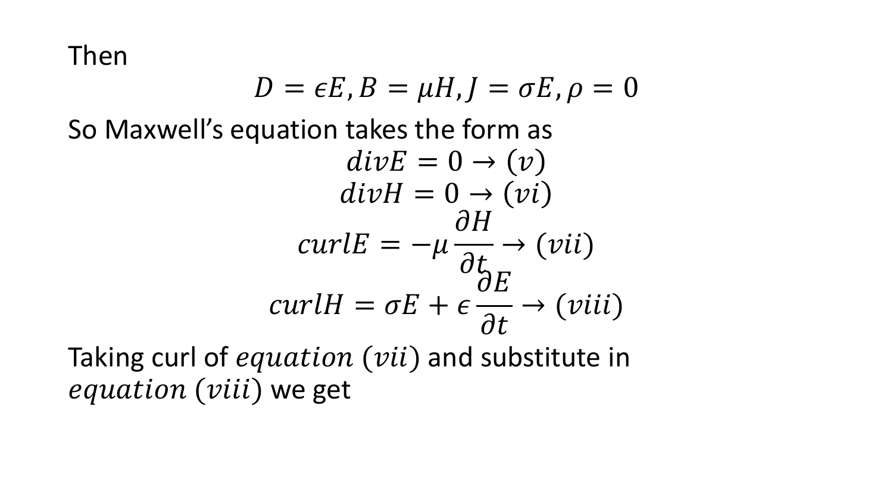Then

$$D = \epsilon E, B = \mu H, J = \sigma E, \rho = 0$$

So Maxwell's equation takes the form as

$$divE = 0 \rightarrow (v)$$

$$divH = 0 \rightarrow (vi)$$

$$curlE = -\mu \frac{\partial H}{\partial t} \rightarrow (vii)$$

$$curlH = \sigma E + \epsilon \frac{\partial E}{\partial t} \rightarrow (viii)$$

Taking curl of $equation\ (vii)$ and substitute in $equation\ (viii)$ we get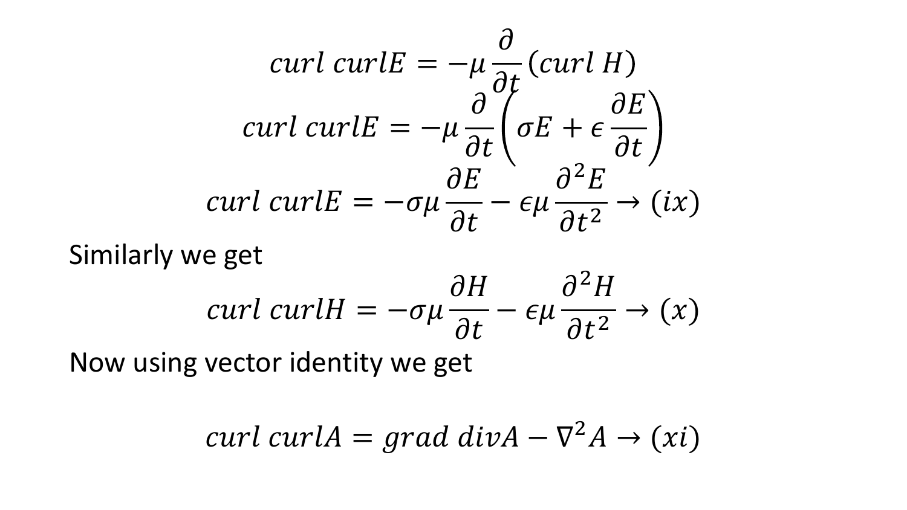$$curl\ curl E = -\mu \frac{\partial}{\partial t}(curl\ H)$$

$$curl\ curl E = -\mu \frac{\partial}{\partial t}\left(\sigma E + \epsilon \frac{\partial E}{\partial t}\right)$$

$$curl\ curl E = -\sigma\mu \frac{\partial E}{\partial t} - \epsilon\mu \frac{\partial^2 E}{\partial t^2} \rightarrow (ix)$$

Similarly we get

$$curl\ curl H = -\sigma\mu \frac{\partial H}{\partial t} - \epsilon\mu \frac{\partial^2 H}{\partial t^2} \rightarrow (x)$$

Now using vector identity we get

$$curl\ curl A = grad\ div A - \nabla^2 A \rightarrow (xi)$$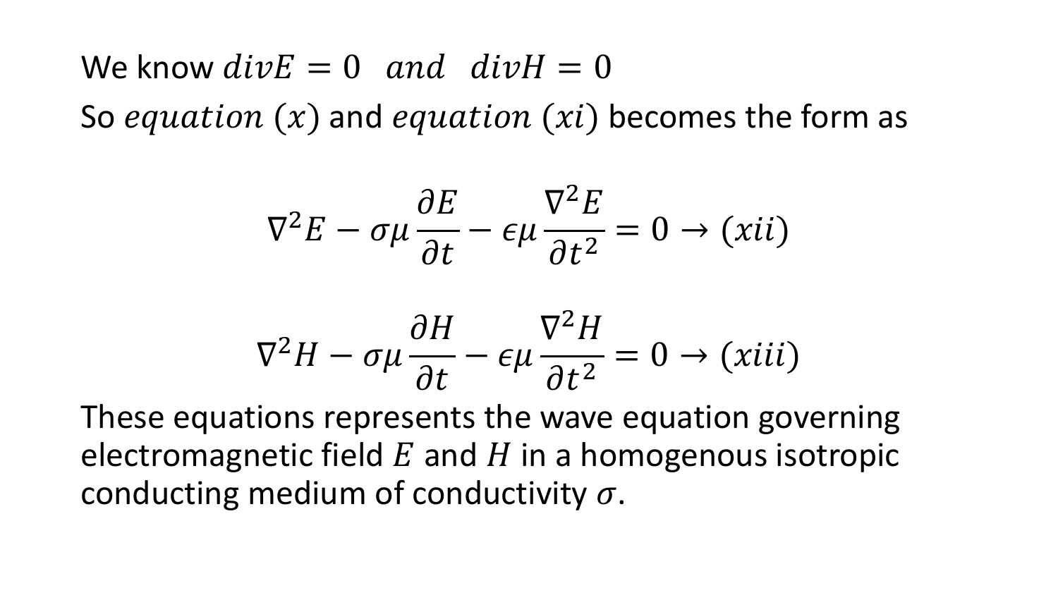We know $divE = 0 \quad and \quad divH = 0$

So $equation\ (x)$ and $equation\ (xi)$ becomes the form as

$$\nabla^2 E - \sigma\mu \frac{\partial E}{\partial t} - \epsilon\mu \frac{\nabla^2 E}{\partial t^2} = 0 \rightarrow (xii)$$

$$\nabla^2 H - \sigma\mu \frac{\partial H}{\partial t} - \epsilon\mu \frac{\nabla^2 H}{\partial t^2} = 0 \rightarrow (xiii)$$

These equations represents the wave equation governing electromagnetic field $E$ and $H$ in a homogenous isotropic conducting medium of conductivity $\sigma$.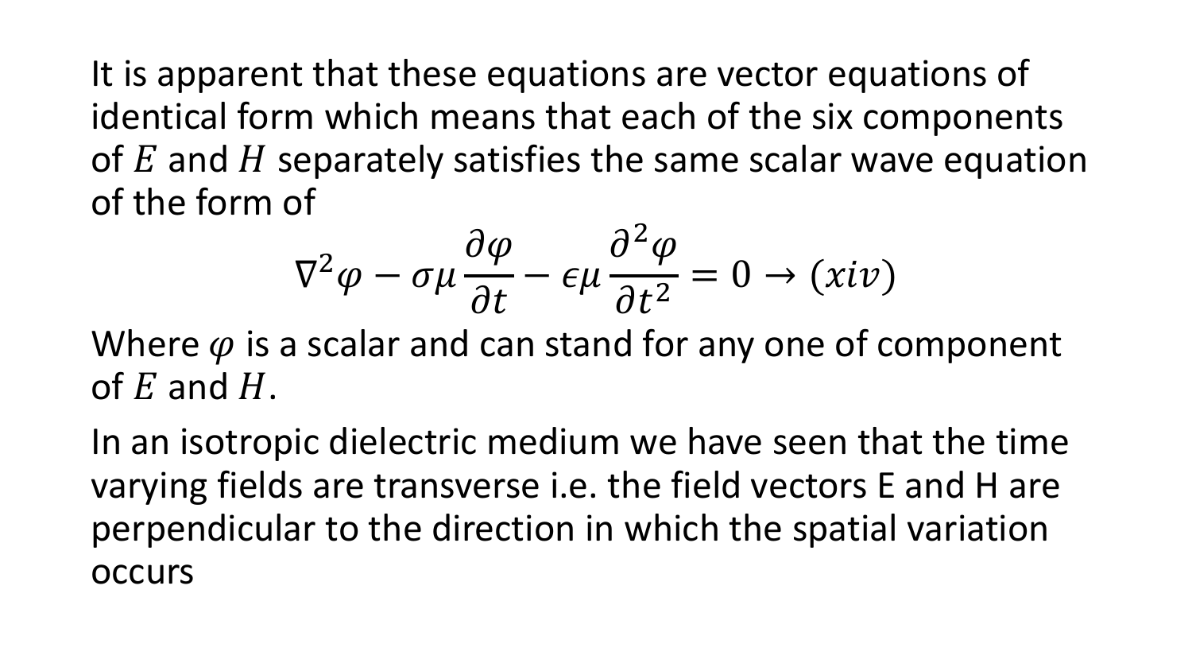It is apparent that these equations are vector equations of identical form which means that each of the six components of $E$ and $H$ separately satisfies the same scalar wave equation of the form of

$$\nabla^2\varphi - \sigma\mu\frac{\partial\varphi}{\partial t} - \epsilon\mu\frac{\partial^2\varphi}{\partial t^2} = 0 \rightarrow (xiv)$$

Where $\varphi$ is a scalar and can stand for any one of component of $E$ and $H$.

In an isotropic dielectric medium we have seen that the time varying fields are transverse i.e. the field vectors E and H are perpendicular to the direction in which the spatial variation occurs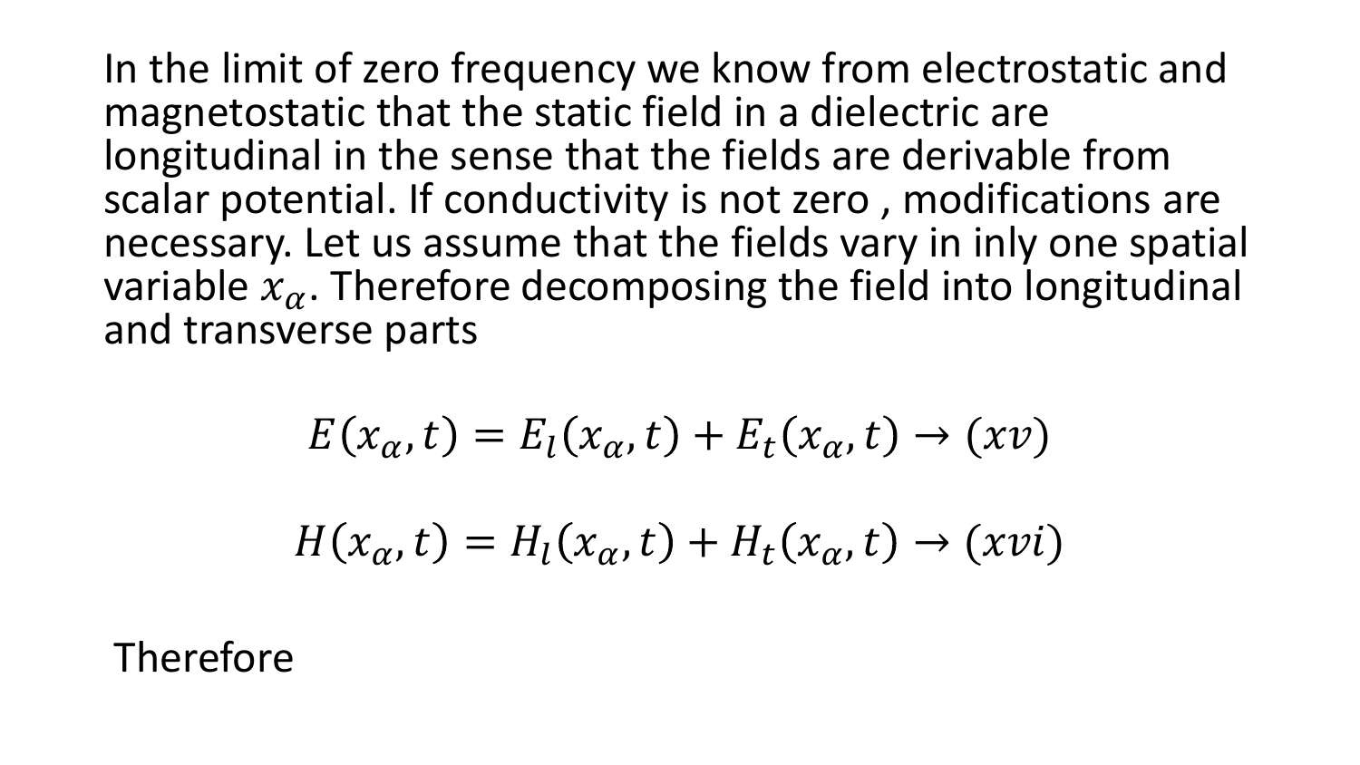In the limit of zero frequency we know from electrostatic and magnetostatic that the static field in a dielectric are longitudinal in the sense that the fields are derivable from scalar potential. If conductivity is not zero , modifications are necessary. Let us assume that the fields vary in inly one spatial variable $x_{\alpha}$. Therefore decomposing the field into longitudinal and transverse parts

$$E(x_{\alpha}, t) = E_l(x_{\alpha}, t) + E_t(x_{\alpha}, t) \rightarrow (xv)$$

$$H(x_{\alpha}, t) = H_l(x_{\alpha}, t) + H_t(x_{\alpha}, t) \rightarrow (xvi)$$

Therefore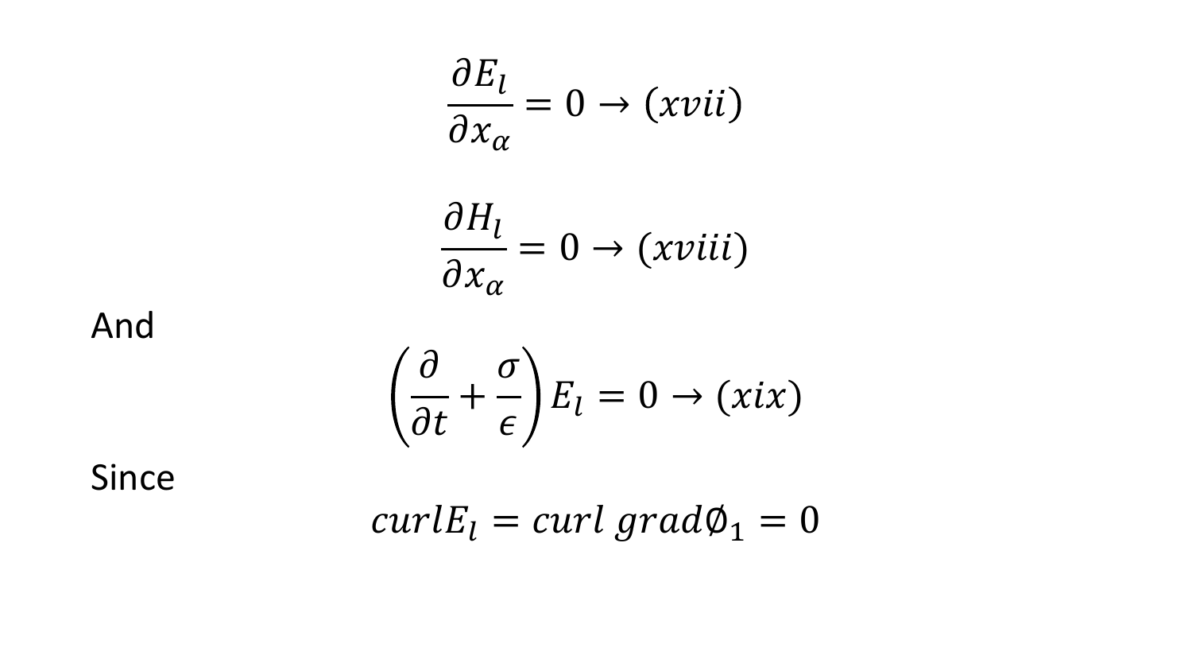$$\frac{\partial E_l}{\partial x_\alpha} = 0 \rightarrow (xvii)$$

$$\frac{\partial H_l}{\partial x_\alpha} = 0 \rightarrow (xviii)$$

And

$$\left(\frac{\partial}{\partial t} + \frac{\sigma}{\epsilon}\right) E_l = 0 \rightarrow (xix)$$

Since

$$curl E_l = curl\ grad \emptyset_1 = 0$$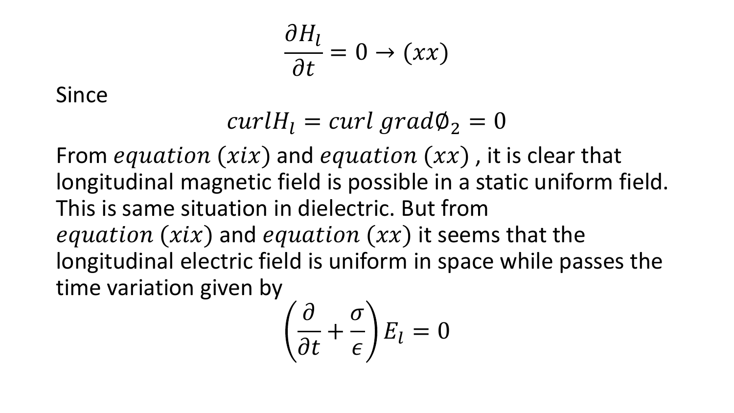$$\frac{\partial H_l}{\partial t} = 0 \rightarrow (xx)$$

Since

$$curl H_l = curl\ grad \emptyset_2 = 0$$

From $equation\ (xix)$ and $equation\ (xx)$ , it is clear that longitudinal magnetic field is possible in a static uniform field. This is same situation in dielectric. But from $equation\ (xix)$ and $equation\ (xx)$ it seems that the longitudinal electric field is uniform in space while passes the time variation given by

$$\left(\frac{\partial}{\partial t} + \frac{\sigma}{\epsilon}\right) E_l = 0$$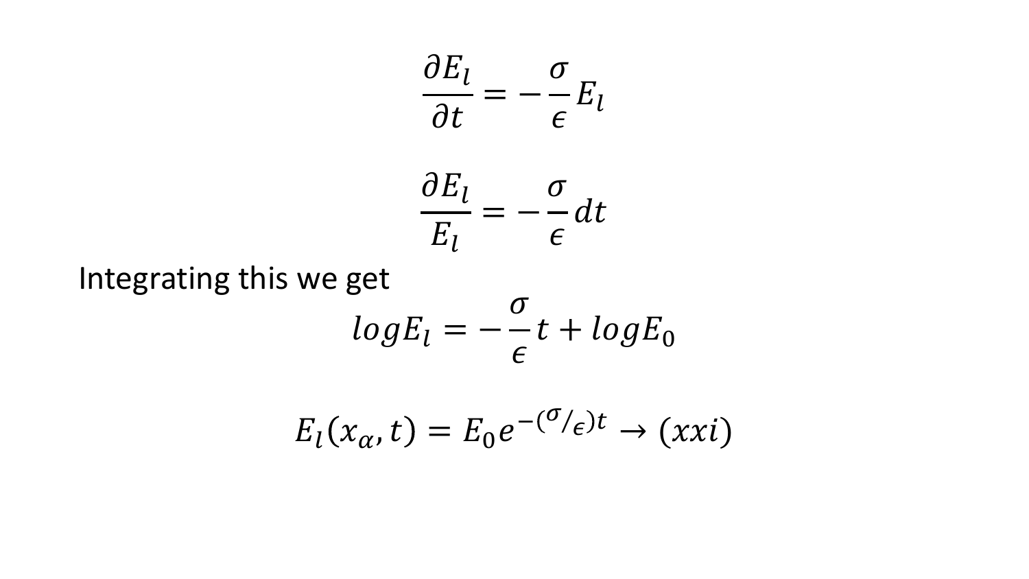$$\frac{\partial E_l}{\partial t} = -\frac{\sigma}{\epsilon} E_l$$

$$\frac{\partial E_l}{E_l} = -\frac{\sigma}{\epsilon} dt$$

Integrating this we get

$$log E_l = -\frac{\sigma}{\epsilon} t + log E_0$$

$$E_l(x_\alpha, t) = E_0 e^{-(\sigma/\epsilon)t} \rightarrow (xxi)$$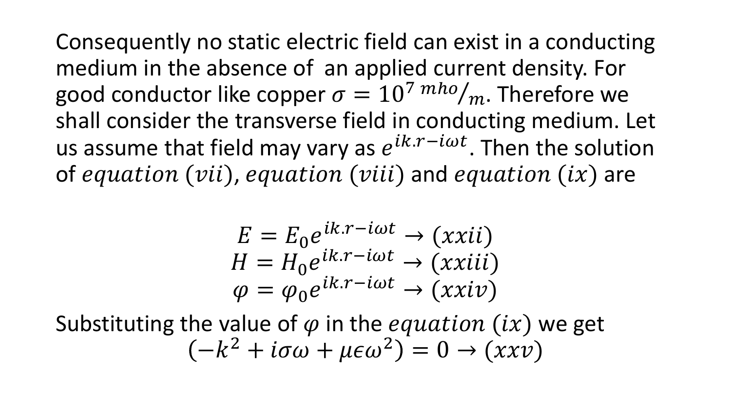Consequently no static electric field can exist in a conducting medium in the absence of an applied current density. For good conductor like copper $\sigma = 10^7 \, {}^{mho}/_{m}$. Therefore we shall consider the transverse field in conducting medium. Let us assume that field may vary as $e^{ik.r-i\omega t}$. Then the solution of $equation\ (vii)$, $equation\ (viii)$ and $equation\ (ix)$ are

$$E = E_0 e^{ik.r-i\omega t} \rightarrow (xxii)$$
$$H = H_0 e^{ik.r-i\omega t} \rightarrow (xxiii)$$
$$\varphi = \varphi_0 e^{ik.r-i\omega t} \rightarrow (xxiv)$$

Substituting the value of $\varphi$ in the $equation\ (ix)$ we get

$$(-k^2 + i\sigma\omega + \mu\epsilon\omega^2) = 0 \rightarrow (xxv)$$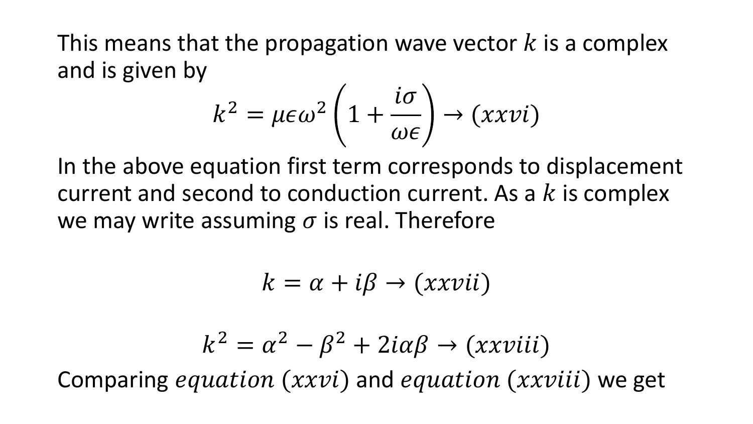This means that the propagation wave vector $k$ is a complex and is given by

$$k^2 = \mu\epsilon\omega^2\left(1 + \frac{i\sigma}{\omega\epsilon}\right) \rightarrow (xxvi)$$

In the above equation first term corresponds to displacement current and second to conduction current. As a $k$ is complex we may write assuming $\sigma$ is real. Therefore

$$k = \alpha + i\beta \rightarrow (xxvii)$$

$$k^2 = \alpha^2 - \beta^2 + 2i\alpha\beta \rightarrow (xxviii)$$

Comparing $equation\ (xxvi)$ and $equation\ (xxviii)$ we get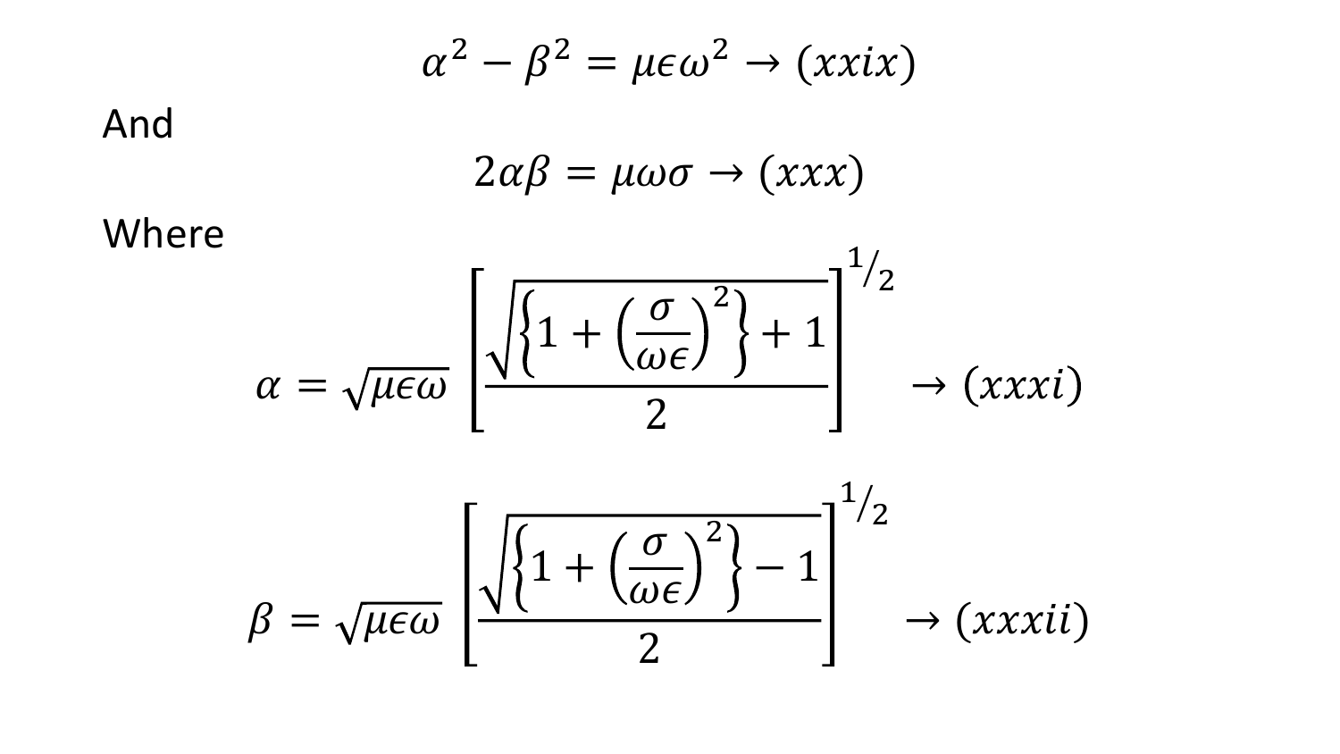$$\alpha^2 - \beta^2 = \mu\epsilon\omega^2 \rightarrow (xxix)$$

And

$$2\alpha\beta = \mu\omega\sigma \rightarrow (xxx)$$

Where

$$\alpha = \sqrt{\mu\epsilon\omega}\left[\frac{\sqrt{\left\{1 + \left(\frac{\sigma}{\omega\epsilon}\right)^2\right\}} + 1}{2}\right]^{1/2} \rightarrow (xxxi)$$

$$\beta = \sqrt{\mu\epsilon\omega}\left[\frac{\sqrt{\left\{1 + \left(\frac{\sigma}{\omega\epsilon}\right)^2\right\}} - 1}{2}\right]^{1/2} \rightarrow (xxxii)$$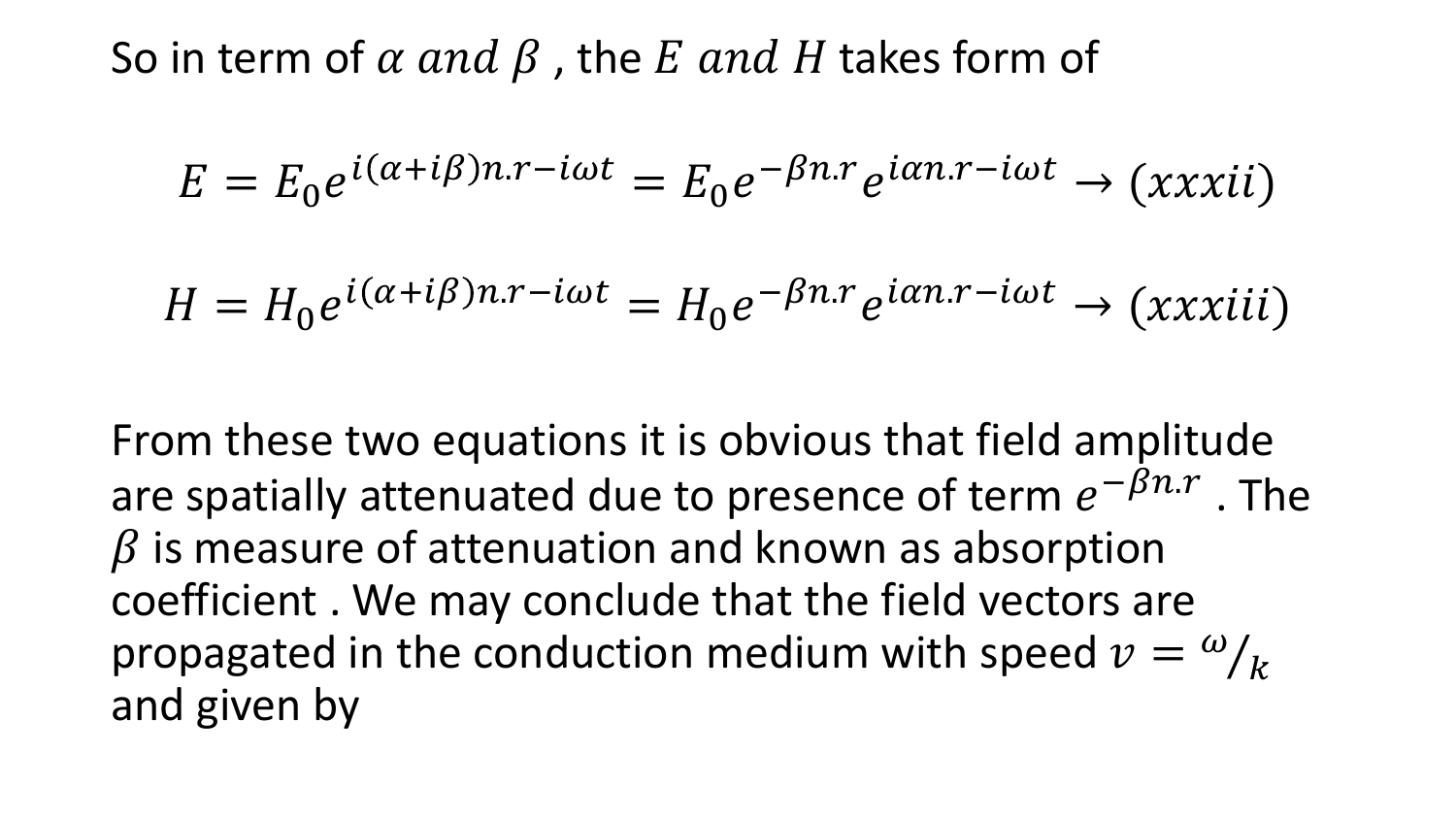So in term of $\alpha$ $and$ $\beta$ , the $E$ $and$ $H$ takes form of

$$E = E_0 e^{i(\alpha+i\beta)n.r - i\omega t} = E_0 e^{-\beta n.r} e^{i\alpha n.r - i\omega t} \rightarrow (xxxii)$$

$$H = H_0 e^{i(\alpha+i\beta)n.r - i\omega t} = H_0 e^{-\beta n.r} e^{i\alpha n.r - i\omega t} \rightarrow (xxxiii)$$

From these two equations it is obvious that field amplitude are spatially attenuated due to presence of term $e^{-\beta n.r}$ . The $\beta$ is measure of attenuation and known as absorption coefficient . We may conclude that the field vectors are propagated in the conduction medium with speed $v = {}^{\omega}/_{k}$ and given by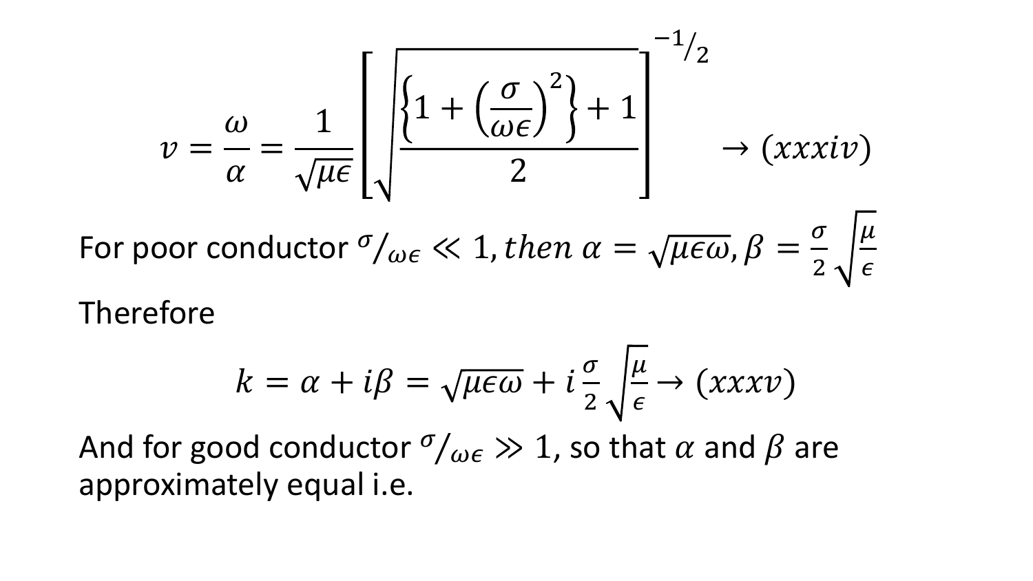$$v = \frac{\omega}{\alpha} = \frac{1}{\sqrt{\mu\epsilon}}\left[\sqrt{\frac{\left\{1+\left(\frac{\sigma}{\omega\epsilon}\right)^2\right\}+1}{2}}\right]^{-1/2} \rightarrow (xxxiv)$$

For poor conductor $\sigma/_{\omega\epsilon} \ll 1, then\ \alpha = \sqrt{\mu\epsilon\omega}, \beta = \frac{\sigma}{2}\sqrt{\frac{\mu}{\epsilon}}$

Therefore

$$k = \alpha + i\beta = \sqrt{\mu\epsilon\omega} + i\,\frac{\sigma}{2}\sqrt{\frac{\mu}{\epsilon}} \rightarrow (xxxv)$$

And for good conductor $\sigma/_{\omega\epsilon} \gg 1$, so that $\alpha$ and $\beta$ are approximately equal i.e.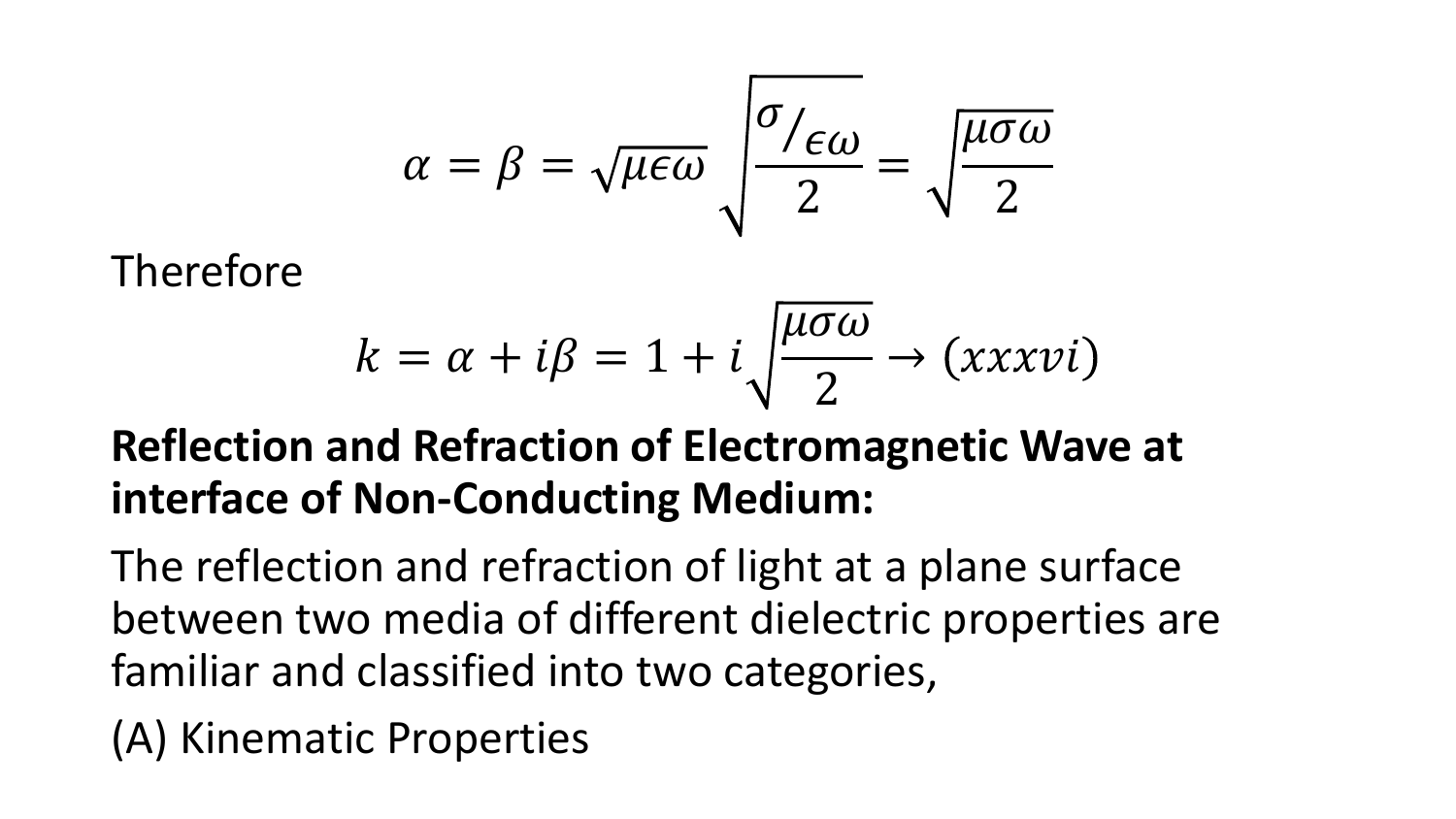$$\alpha = \beta = \sqrt{\mu\epsilon\omega}\sqrt{\frac{\sigma/_{\epsilon\omega}}{2}} = \sqrt{\frac{\mu\sigma\omega}{2}}$$

Therefore

$$k = \alpha + i\beta = 1 + i\sqrt{\frac{\mu\sigma\omega}{2}} \rightarrow (xxxvi)$$

**Reflection and Refraction of Electromagnetic Wave at interface of Non-Conducting Medium:**

The reflection and refraction of light at a plane surface between two media of different dielectric properties are familiar and classified into two categories,

(A) Kinematic Properties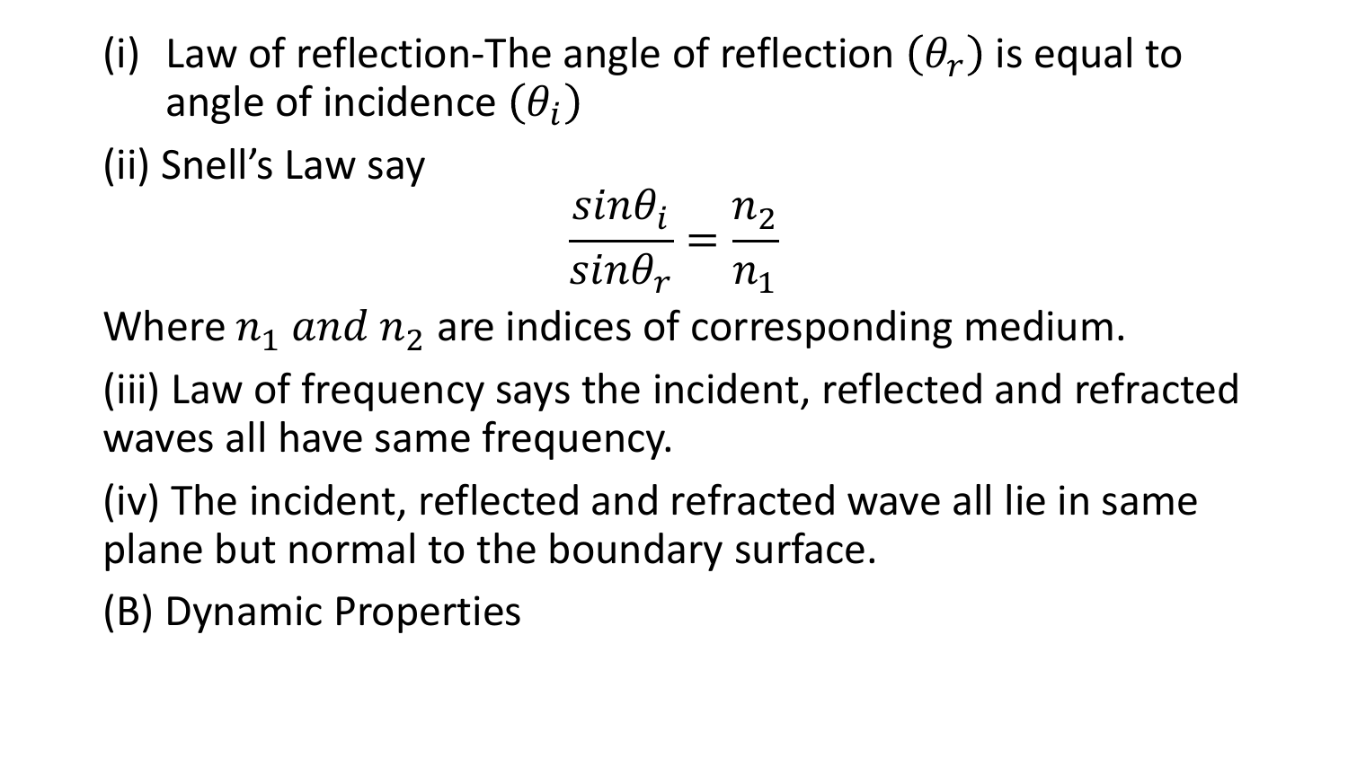(i) Law of reflection-The angle of reflection $(\theta_r)$ is equal to angle of incidence $(\theta_i)$

(ii) Snell's Law say

$$\frac{sin\theta_i}{sin\theta_r} = \frac{n_2}{n_1}$$

Where $n_1$ $and$ $n_2$ are indices of corresponding medium.

(iii) Law of frequency says the incident, reflected and refracted waves all have same frequency.

(iv) The incident, reflected and refracted wave all lie in same plane but normal to the boundary surface.

(B) Dynamic Properties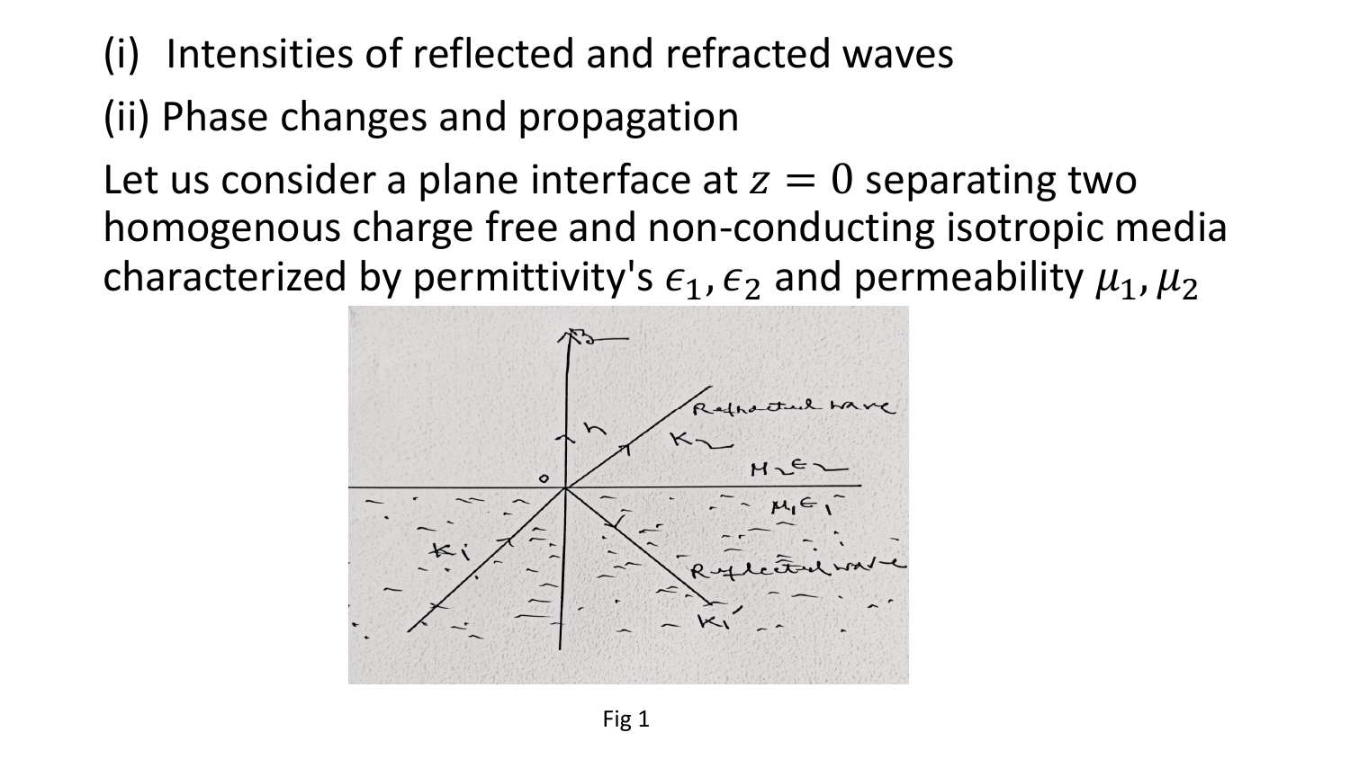(i) Intensities of reflected and refracted waves

(ii) Phase changes and propagation

Let us consider a plane interface at $z = 0$ separating two homogenous charge free and non-conducting isotropic media characterized by permittivity's $\epsilon_1, \epsilon_2$ and permeability $\mu_1, \mu_2$

Fig 1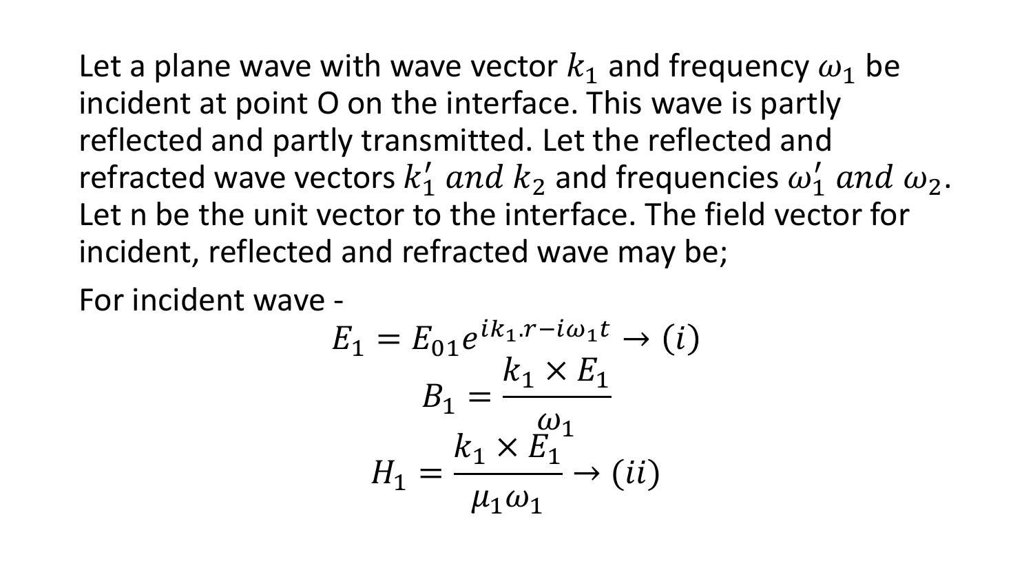Let a plane wave with wave vector $k_1$ and frequency $\omega_1$ be incident at point O on the interface. This wave is partly reflected and partly transmitted. Let the reflected and refracted wave vectors $k_1' \; and \; k_2$ and frequencies $\omega_1' \; and \; \omega_2$. Let n be the unit vector to the interface. The field vector for incident, reflected and refracted wave may be;

For incident wave -

$$E_1 = E_{01} e^{ik_1 . r - i\omega_1 t} \rightarrow (i)$$

$$B_1 = \frac{k_1 \times E_1}{\omega_1}$$

$$H_1 = \frac{k_1 \times E_1}{\mu_1 \omega_1} \rightarrow (ii)$$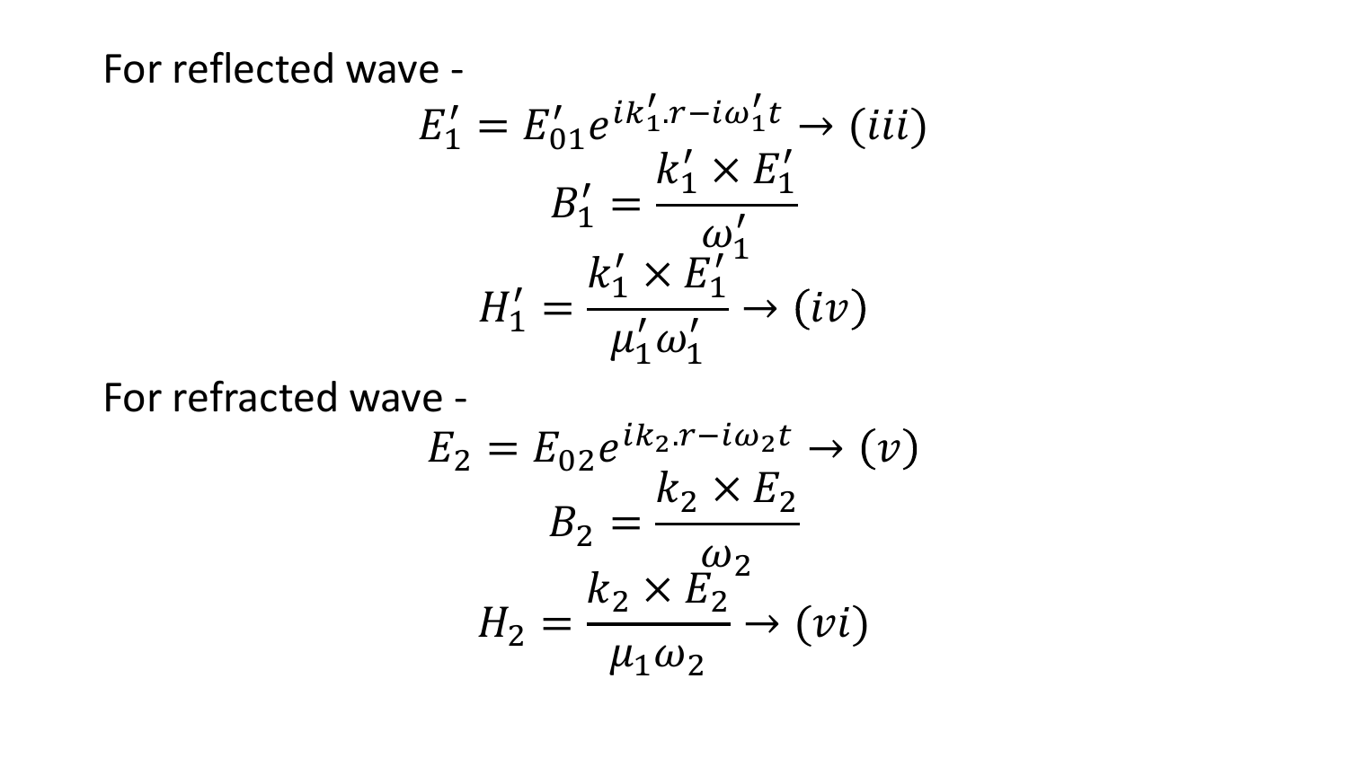For reflected wave -

$$E_1' = E_{01}' e^{ik_1'.r - i\omega_1' t} \rightarrow (iii)$$

$$B_1' = \frac{k_1' \times E_1'}{\omega_1'}$$

$$H_1' = \frac{k_1' \times E_1'}{\mu_1' \omega_1'} \rightarrow (iv)$$

For refracted wave -

$$E_2 = E_{02} e^{ik_2.r - i\omega_2 t} \rightarrow (v)$$

$$B_2 = \frac{k_2 \times E_2}{\omega_2}$$

$$H_2 = \frac{k_2 \times E_2}{\mu_1 \omega_2} \rightarrow (vi)$$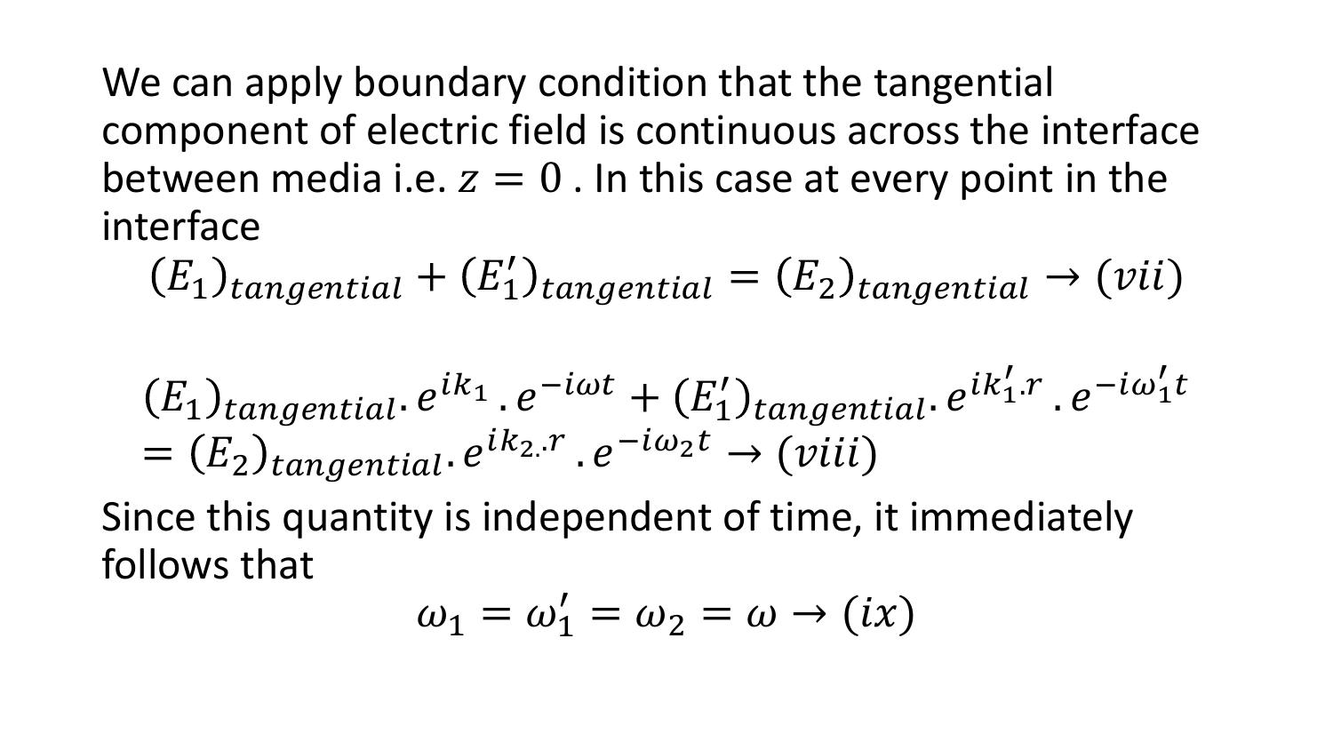We can apply boundary condition that the tangential component of electric field is continuous across the interface between media i.e. $z = 0$ . In this case at every point in the interface

$$(E_1)_{tangential} + (E_1')_{tangential} = (E_2)_{tangential} \rightarrow (vii)$$

$$(E_1)_{tangential} . e^{ik_1} . e^{-i\omega t} + (E_1')_{tangential} . e^{ik_1' . r} . e^{-i\omega_1' t}$$
$$= (E_2)_{tangential} . e^{ik_{2..}r} . e^{-i\omega_2 t} \rightarrow (viii)$$

Since this quantity is independent of time, it immediately follows that

$$\omega_1 = \omega_1' = \omega_2 = \omega \rightarrow (ix)$$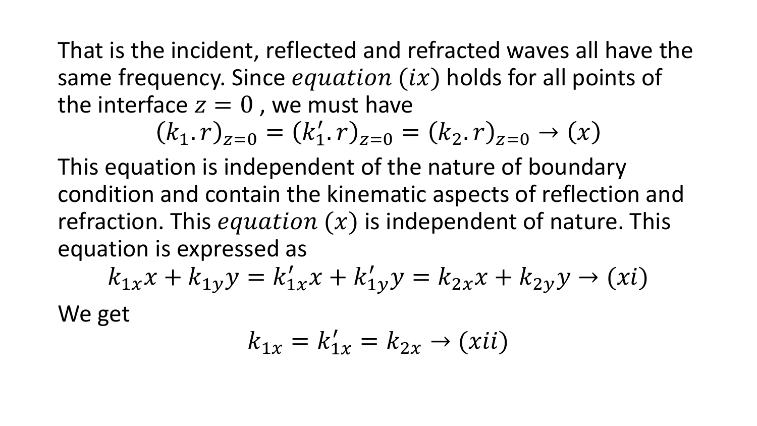That is the incident, reflected and refracted waves all have the same frequency. Since $equation\ (ix)$ holds for all points of the interface $z = 0$ , we must have

$$(k_1.r)_{z=0} = (k_1'.r)_{z=0} = (k_2.r)_{z=0} \rightarrow (x)$$

This equation is independent of the nature of boundary condition and contain the kinematic aspects of reflection and refraction. This $equation\ (x)$ is independent of nature. This equation is expressed as

$$k_{1x}x + k_{1y}y = k_{1x}'x + k_{1y}'y = k_{2x}x + k_{2y}y \rightarrow (xi)$$

We get

$$k_{1x} = k_{1x}' = k_{2x} \rightarrow (xii)$$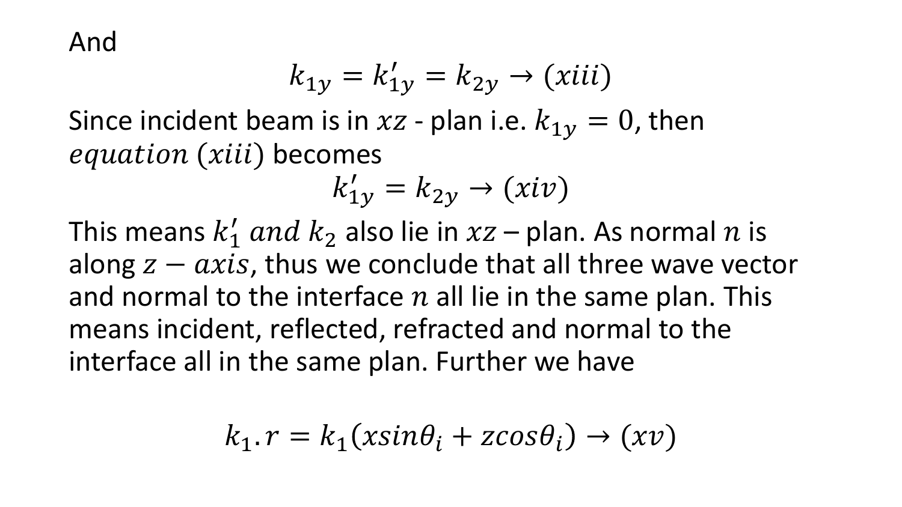And

$$k_{1y} = k'_{1y} = k_{2y} \rightarrow (xiii)$$

Since incident beam is in $xz$ - plan i.e. $k_{1y} = 0$, then $equation\ (xiii)$ becomes

$$k'_{1y} = k_{2y} \rightarrow (xiv)$$

This means $k'_1\ and\ k_2$ also lie in $xz$ – plan. As normal $n$ is along $z - axis$, thus we conclude that all three wave vector and normal to the interface $n$ all lie in the same plan. This means incident, reflected, refracted and normal to the interface all in the same plan. Further we have

$$k_1.r = k_1(xsin\theta_i + zcos\theta_i) \rightarrow (xv)$$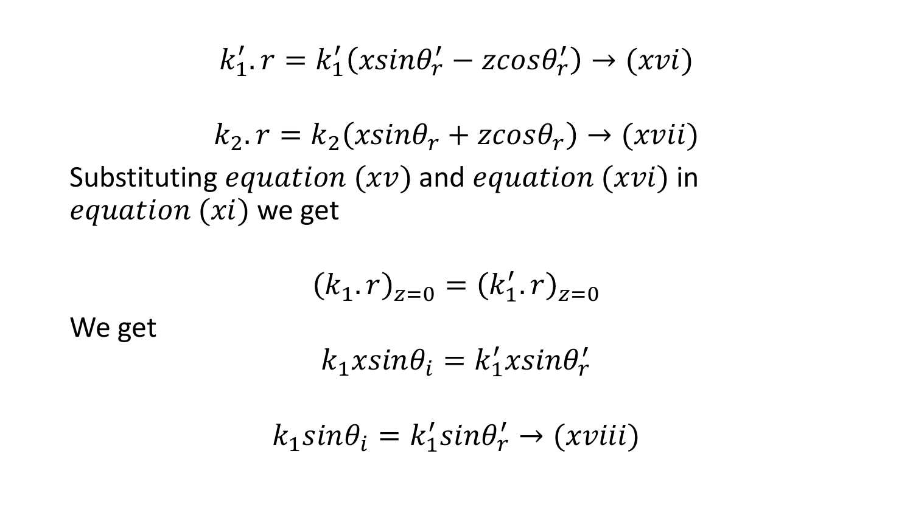$$k_1'.r = k_1'(x sin\theta_r' - z cos\theta_r') \rightarrow (xvi)$$

$$k_2.r = k_2(x sin\theta_r + z cos\theta_r) \rightarrow (xvii)$$

Substituting $equation\ (xv)$ and $equation\ (xvi)$ in $equation\ (xi)$ we get

$$(k_1.r)_{z=0} = (k_1'.r)_{z=0}$$

We get

$$k_1 x sin\theta_i = k_1' x sin\theta_r'$$

$$k_1 sin\theta_i = k_1' sin\theta_r' \rightarrow (xviii)$$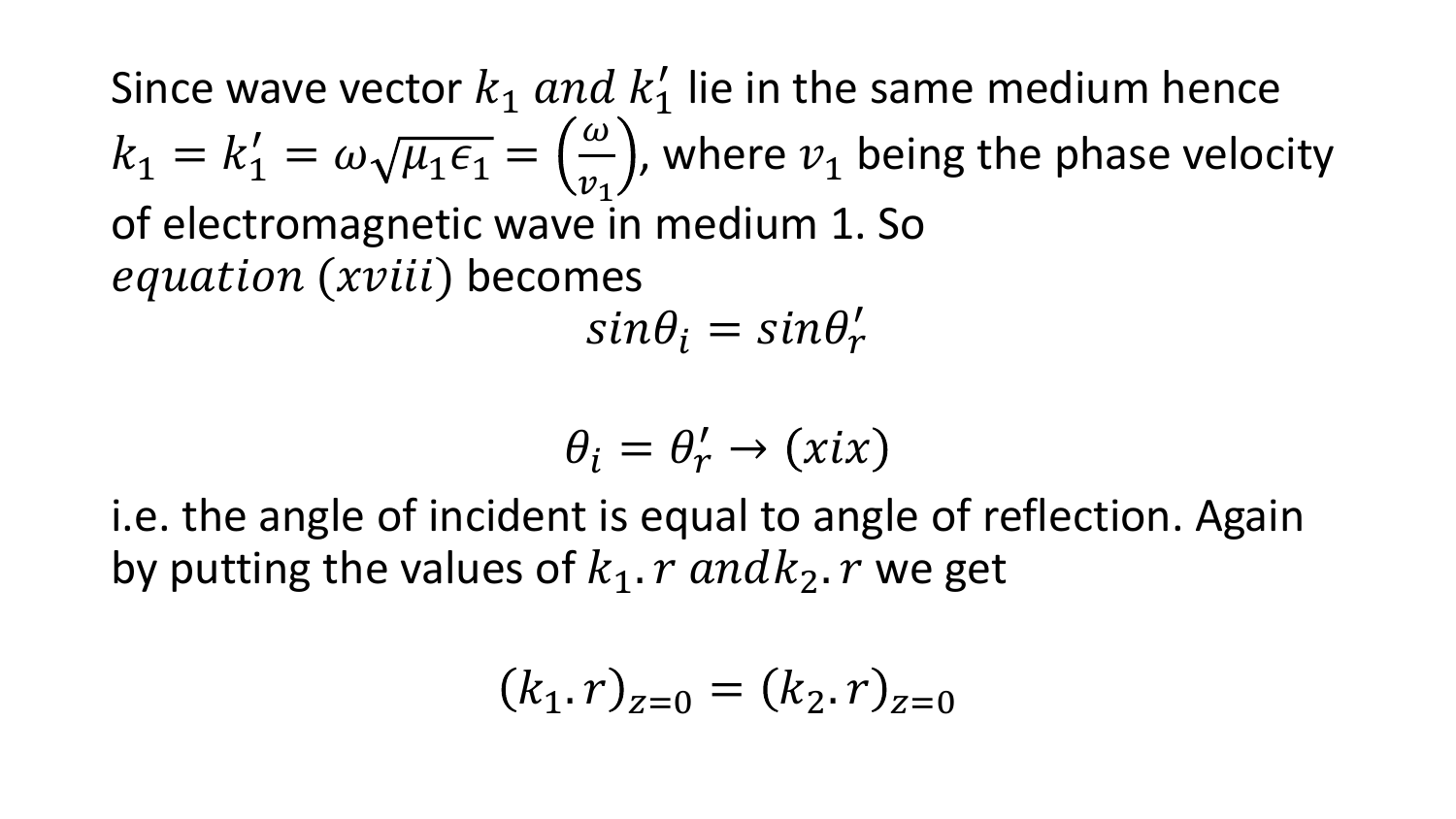Since wave vector $k_1$ *and* $k_1'$ lie in the same medium hence $k_1 = k_1' = \omega\sqrt{\mu_1 \epsilon_1} = \left(\frac{\omega}{v_1}\right)$, where $v_1$ being the phase velocity of electromagnetic wave in medium 1. So *equation* $(xviii)$ becomes

$$sin\theta_i = sin\theta_r'$$

$$\theta_i = \theta_r' \rightarrow (xix)$$

i.e. the angle of incident is equal to angle of reflection. Again by putting the values of $k_1.r$ *and* $k_2.r$ we get

$$(k_1.r)_{z=0} = (k_2.r)_{z=0}$$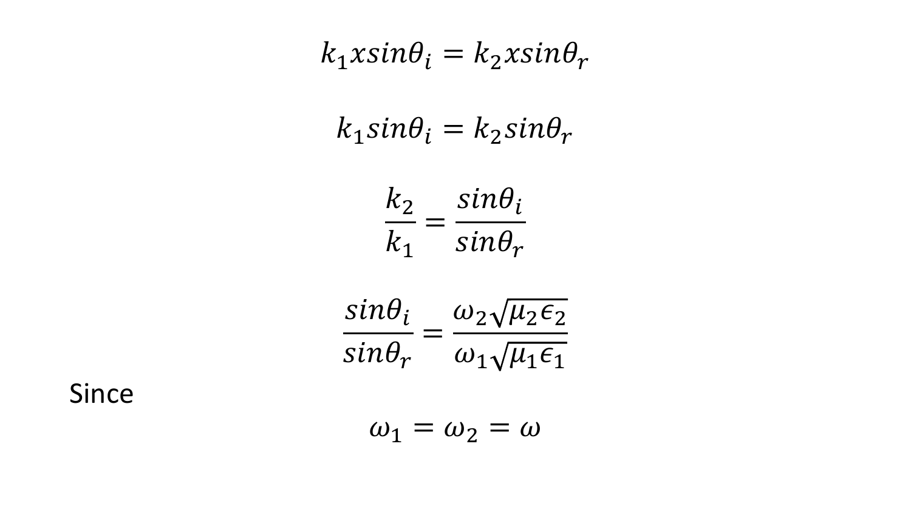$$k_1 x sin\theta_i = k_2 x sin\theta_r$$

$$k_1 sin\theta_i = k_2 sin\theta_r$$

$$\frac{k_2}{k_1} = \frac{sin\theta_i}{sin\theta_r}$$

$$\frac{sin\theta_i}{sin\theta_r} = \frac{\omega_2\sqrt{\mu_2\epsilon_2}}{\omega_1\sqrt{\mu_1\epsilon_1}}$$

Since

$$\omega_1 = \omega_2 = \omega$$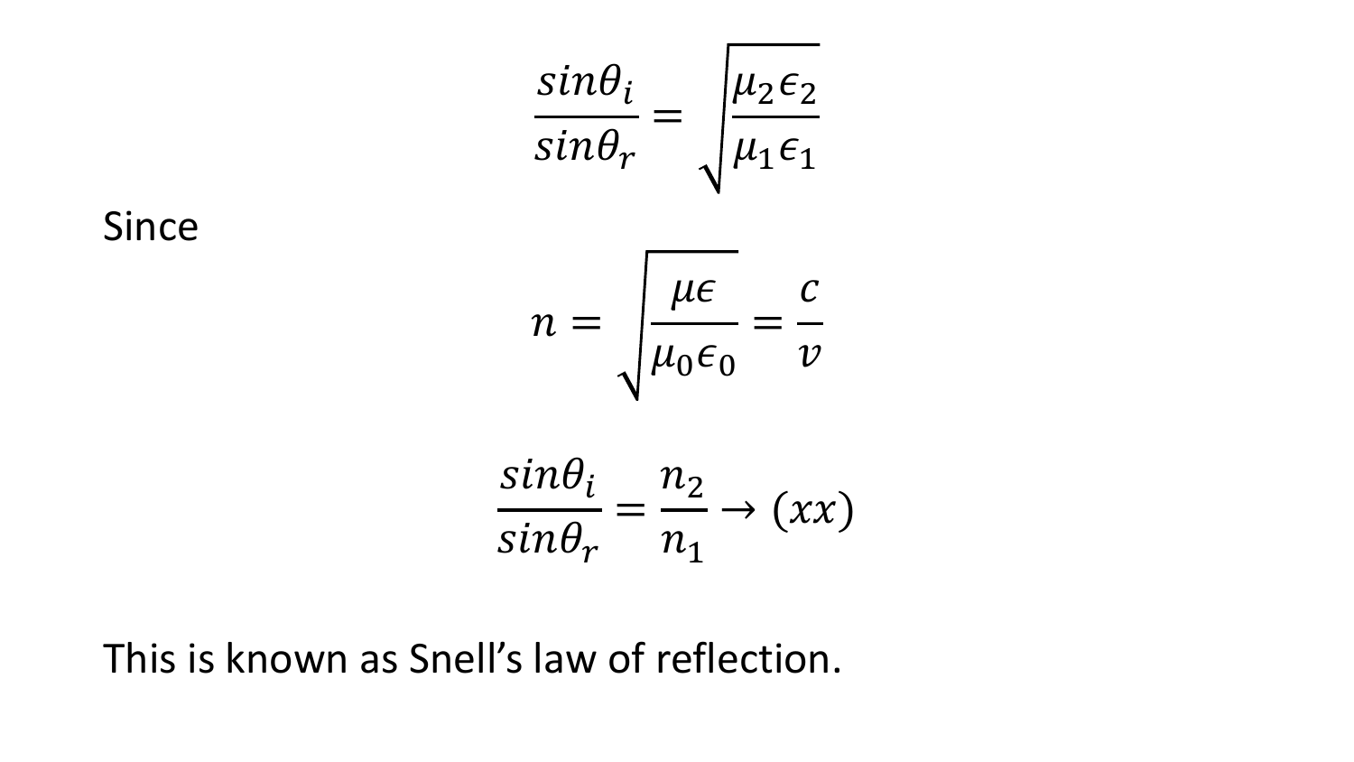$$\frac{sin\theta_i}{sin\theta_r} = \sqrt{\frac{\mu_2 \epsilon_2}{\mu_1 \epsilon_1}}$$

Since

$$n = \sqrt{\frac{\mu \epsilon}{\mu_0 \epsilon_0}} = \frac{c}{v}$$

$$\frac{sin\theta_i}{sin\theta_r} = \frac{n_2}{n_1} \rightarrow (xx)$$

This is known as Snell's law of reflection.